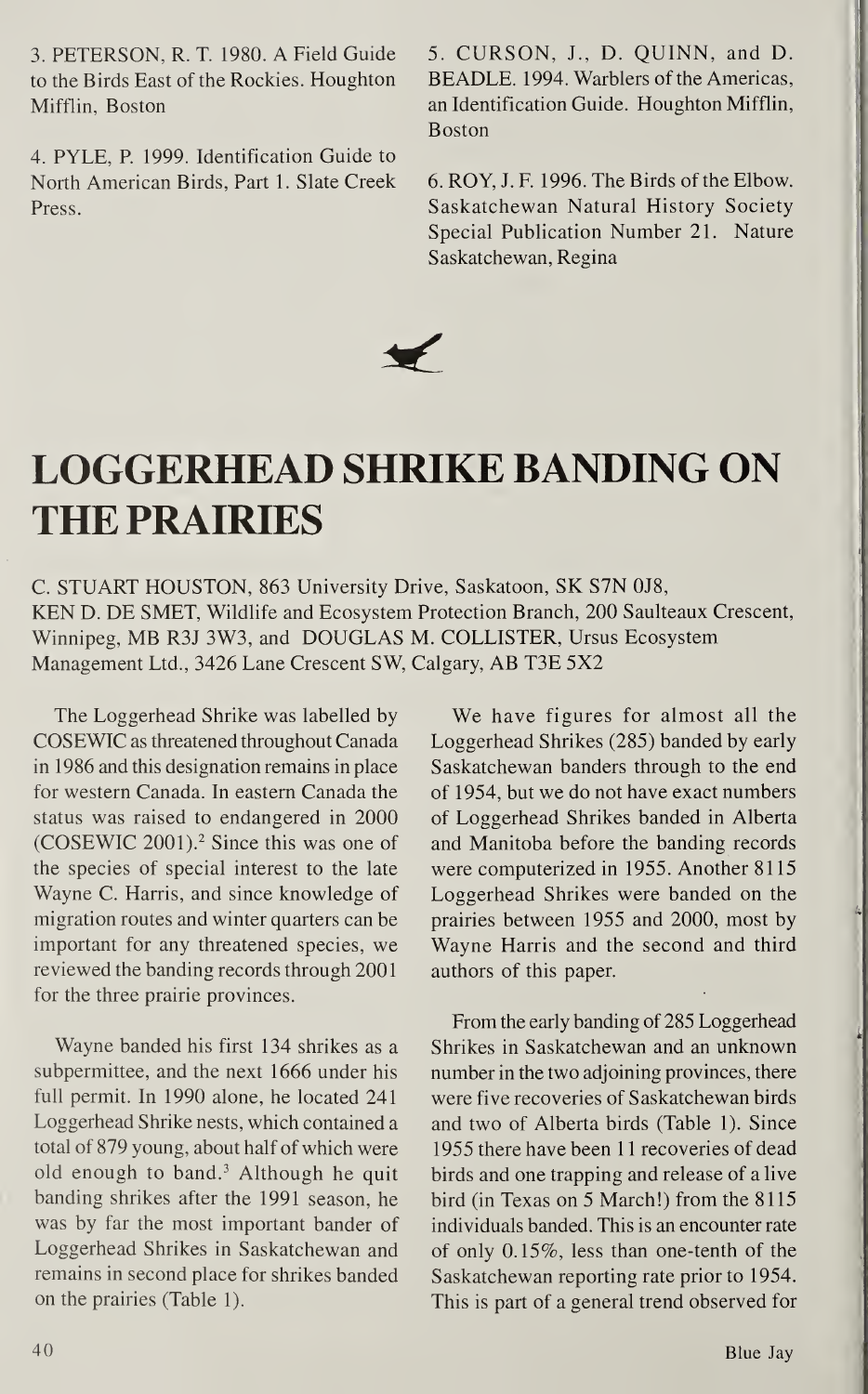3. PETERSON, R. T. 1980. A Field Guide to the Birds East of the Rockies. Houghton Mifflin, Boston

4. PYLE, P. 1999. Identification Guide to North American Birds, Part 1. Slate Creek Press.

5. CURSON, J., D. QUINN, and D. BEADLE. 1994. Warblers of the Americas, an Identification Guide. Houghton Mifflin, Boston

6. ROY, J. F. 1996. The Birds of the Elbow. Saskatchewan Natural History Society Special Publication Number 21. Nature Saskatchewan, Regina

# LOGGERHEAD SHRIKE BANDING ON THE PRAIRIES

C. STUART HOUSTON, 863 University Drive, Saskatoon, SK S7N 0J8, KEN D. DE SMET, Wildlife and Ecosystem Protection Branch, 200 Saulteaux Crescent, Winnipeg, MB R3J 3W3, and DOUGLAS M. COLLISTER, Ursus Ecosystem Management Ltd., 3426 Lane Crescent SW, Calgary, AB T3E 5X2

The Loggerhead Shrike was labelled by COSEWIC as threatened throughout Canada in 1986 and this designation remains in place for western Canada. In eastern Canada the status was raised to endangered in 2000 (COSEWIC 2001).[2] Since this was one of the species of special interest to the late Wayne C. Harris, and since knowledge of migration routes and winter quarters can be important for any threatened species, we reviewed the banding records through 2001 for the three prairie provinces.

Wayne banded his first 134 shrikes as a subpermittee, and the next 1666 under his full permit. In 1990 alone, he located 241 Loggerhead Shrike nests, which contained a total of 879 young, about half of which were old enough to band.[3] Although he quit banding shrikes after the 1991 season, he was by far the most important bander of Loggerhead Shrikes in Saskatchewan and remains in second place for shrikes banded on the prairies (Table 1).

We have figures for almost all the Loggerhead Shrikes (285) banded by early Saskatchewan banders through to the end of 1954, but we do not have exact numbers of Loggerhead Shrikes banded in Alberta and Manitoba before the banding records were computerized in 1955. Another 8115 Loggerhead Shrikes were banded on the prairies between 1955 and 2000, most by Wayne Harris and the second and third authors of this paper.

From the early banding of 285 Loggerhead Shrikes in Saskatchewan and an unknown number in the two adjoining provinces, there were five recoveries of Saskatchewan birds and two of Alberta birds (Table 1). Since 1955 there have been 11 recoveries of dead birds and one trapping and release of a live bird (in Texas on 5 March!) from the 8115 individuals banded. This is an encounter rate of only 0.15%, less than one-tenth of the Saskatchewan reporting rate prior to 1954. This is part of a general trend observed for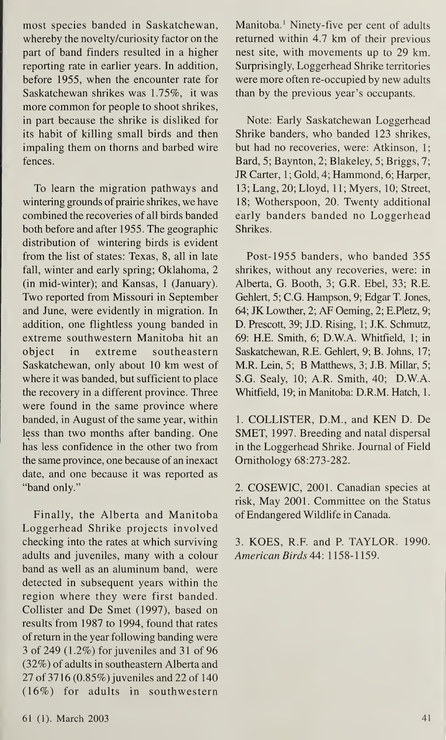most species banded in Saskatchewan, whereby the novelty/curiosity factor on the part of band finders resulted in a higher reporting rate in earlier years. In addition, before 1955, when the encounter rate for Saskatchewan shrikes was 1.75%, it was more common for people to shoot shrikes, in part because the shrike is disliked for its habit of killing small birds and then impaling them on thorns and barbed wire fences.

To learn the migration pathways and wintering grounds of prairie shrikes, we have combined the recoveries of all birds banded both before and after 1955. The geographic distribution of wintering birds is evident from the list of states: Texas, 8, all in late fall, winter and early spring; Oklahoma, 2 (in mid-winter); and Kansas, 1 (January). Two reported from Missouri in September and June, were evidently in migration. In addition, one flightless young banded in extreme southwestern Manitoba hit an object in extreme southeastern Saskatchewan, only about 10 km west of where it was banded, but sufficient to place the recovery in a different province. Three were found in the same province where banded, in August of the same year, within less than two months after banding. One has less confidence in the other two from the same province, one because of an inexact date, and one because it was reported as "band only."

Finally, the Alberta and Manitoba Loggerhead Shrike projects involved checking into the rates at which surviving adults and juveniles, many with a colour band as well as an aluminum band, were detected in subsequent years within the region where they were first banded. Collister and De Smet (1997), based on results from 1987 to 1994, found that rates of return in the year following banding were 3 of 249 (1.2%) for juveniles and 31 of 96 (32%) of adults in southeastern Alberta and 27 of 3716 (0.85%) juveniles and 22 of 140 (16%) for adults in southwestern Manitoba.[1] Ninety-five per cent of adults returned within 4.7 km of their previous nest site, with movements up to 29 km. Surprisingly, Loggerhead Shrike territories were more often re-occupied by new adults than by the previous year's occupants.

Note: Early Saskatchewan Loggerhead Shrike banders, who banded 123 shrikes, but had no recoveries, were: Atkinson, 1; Bard, 5; Baynton, 2; Blakeley, 5; Briggs, 7; JR Carter, 1; Gold, 4; Hammond, 6; Harper, 13; Lang, 20; Lloyd, 11; Myers, 10; Street, 18; Wotherspoon, 20. Twenty additional early banders banded no Loggerhead Shrikes.

Post-1955 banders, who banded 355 shrikes, without any recoveries, were: in Alberta, G. Booth, 3; G.R. Ebel, 33; R.E. Gehlert, 5; C.G. Hampson, 9; Edgar T. Jones, 64; JK Lowther, 2; AF Oeming, 2; E.Pletz, 9; D. Prescott, 39; J.D. Rising, 1; J.K. Schmutz, 69: H.E. Smith, 6; D.W.A. Whitfield, 1; in Saskatchewan, R.E. Gehlert, 9; B. Johns, 17; M.R. Lein, 5; B Matthews, 3; J.B. Millar, 5; S.G. Sealy, 10; A.R. Smith, 40; D.W.A. Whitfield, 19; in Manitoba: D.R.M. Hatch, 1.

1. COLLISTER, D.M., and KEN D. De SMET, 1997. Breeding and natal dispersal in the Loggerhead Shrike. Journal of Field Ornithology 68:273-282.

2. COSEWIC, 2001. Canadian species at risk, May 2001. Committee on the Status of Endangered Wildlife in Canada.

3. KOES, R.F. and P. TAYLOR. 1990. *American Birds* 44: 1158-1159.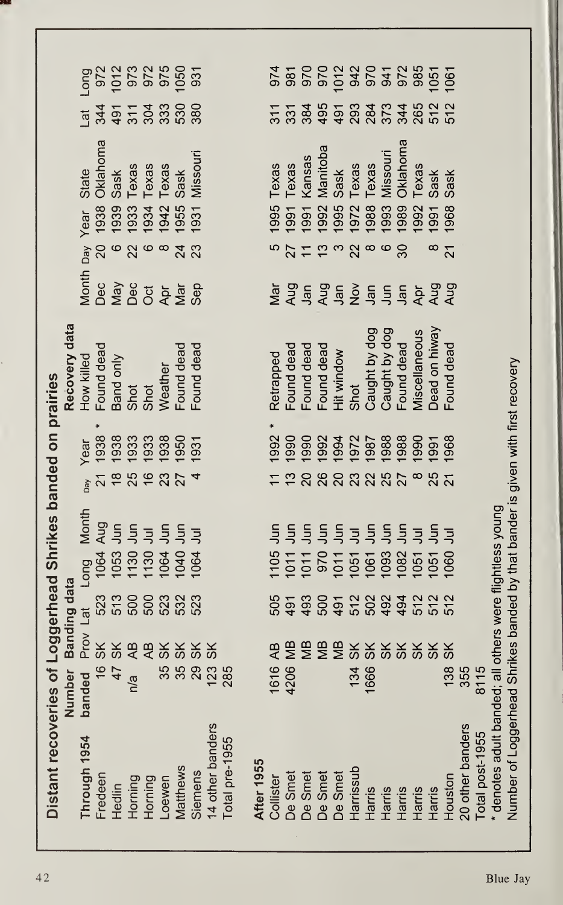## Distant recoveries of Loggerhead Shrikes banded on prairies

| Through 1954 | Number banded | Banding data Prov | Lat | Long | Month | Day | Year | Recovery data How killed | Month | Day | Year | State | Lat | Long |
|---|---|---|---|---|---|---|---|---|---|---|---|---|---|---|
| Fredeen | 16 | SK | 523 | 1064 | Aug | 21 | 1938 * | Found dead | Dec | 20 | 1938 | Oklahoma | 344 | 972 |
| Hedlin | 47 | SK | 513 | 1053 | Jun | 18 | 1938 | Band only | May | 6 | 1939 | Sask | 491 | 1012 |
| Horning | n/a | AB | 500 | 1130 | Jun | 25 | 1933 | Shot | Dec | 22 | 1933 | Texas | 311 | 973 |
| Horning | | AB | 500 | 1130 | Jul | 16 | 1933 | Shot | Oct | 6 | 1934 | Texas | 304 | 972 |
| Loewen | 35 | SK | 523 | 1064 | Jun | 23 | 1938 | Weather | Apr | 8 | 1942 | Texas | 333 | 975 |
| Matthews | 35 | SK | 532 | 1040 | Jun | 27 | 1950 | Found dead | Mar | 24 | 1955 | Sask | 530 | 1050 |
| Siemens | 29 | SK | 523 | 1064 | Jul | 4 | 1931 | Found dead | Sep | 23 | 1931 | Missouri | 380 | 931 |
| 14 other banders | 123 | SK | | | | | | | | | | | | |
| Total pre-1955 | 285 | | | | | | | | | | | | | |
| **After 1955** | | | | | | | | | | | | | | |
| Collister | 1616 | AB | 505 | 1105 | Jun | 11 | 1992 * | Retrapped | Mar | 5 | 1995 | Texas | 311 | 974 |
| De Smet | 4206 | MB | 491 | 1011 | Jun | 13 | 1990 | Found dead | Aug | 27 | 1991 | Texas | 331 | 981 |
| De Smet | | MB | 493 | 1011 | Jun | 20 | 1990 | Found dead | Jan | 11 | 1991 | Kansas | 384 | 970 |
| De Smet | | MB | 500 | 970 | Jun | 26 | 1992 | Found dead | Aug | 13 | 1992 | Manitoba | 495 | 970 |
| De Smet | | MB | 491 | 1011 | Jun | 20 | 1994 | Hit window | Jan | 3 | 1995 | Sask | 491 | 1012 |
| Harrissub | 134 | SK | 512 | 1051 | Jul | 23 | 1972 | Shot | Nov | 22 | 1972 | Texas | 293 | 942 |
| Harris | 1666 | SK | 502 | 1061 | Jun | 22 | 1987 | Caught by dog | Jan | 8 | 1988 | Texas | 284 | 970 |
| Harris | | SK | 492 | 1093 | Jun | 25 | 1988 | Caught by dog | Jun | 6 | 1993 | Missouri | 373 | 941 |
| Harris | | SK | 494 | 1082 | Jun | 27 | 1988 | Found dead | Jan | 30 | 1989 | Oklahoma | 344 | 972 |
| Harris | | SK | 512 | 1051 | Jul | 8 | 1990 | Miscellaneous | Apr | | 1992 | Texas | 265 | 985 |
| Harris | | SK | 512 | 1051 | Jun | 25 | 1991 | Dead on hiway | Aug | 8 | 1991 | Sask | 512 | 1051 |
| Houston | 138 | SK | 512 | 1060 | Jul | 21 | 1968 | Found dead | Aug | 21 | 1968 | Sask | 512 | 1061 |
| 20 other banders | 355 | | | | | | | | | | | | | |
| Total post-1955 | 8115 | | | | | | | | | | | | | |

\* denotes adult banded; all others were flightless young

Number of Loggerhead Shrikes banded by that bander is given with first recovery